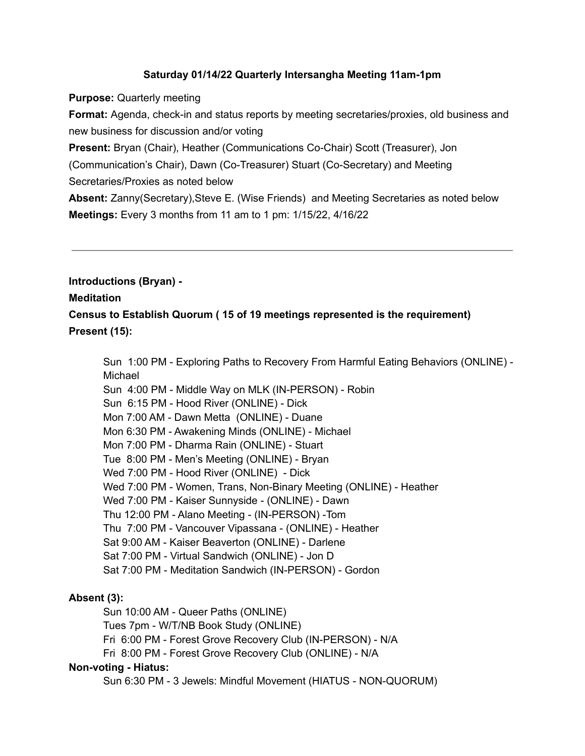**Saturday 01/14/22 Quarterly Intersangha Meeting 11am-1pm**

**Purpose:** Quarterly meeting

**Format:** Agenda, check-in and status reports by meeting secretaries/proxies, old business and new business for discussion and/or voting

**Present:** Bryan (Chair), Heather (Communications Co-Chair) Scott (Treasurer), Jon (Communication's Chair), Dawn (Co-Treasurer) Stuart (Co-Secretary) and Meeting Secretaries/Proxies as noted below

**Absent:** Zanny(Secretary),Steve E. (Wise Friends) and Meeting Secretaries as noted below

**Meetings:** Every 3 months from 11 am to 1 pm: 1/15/22, 4/16/22

---

**Introductions (Bryan) -**

**Meditation**

**Census to Establish Quorum ( 15 of 19 meetings represented is the requirement)**

**Present (15):**

- Sun 1:00 PM - Exploring Paths to Recovery From Harmful Eating Behaviors (ONLINE) - Michael
- Sun 4:00 PM - Middle Way on MLK (IN-PERSON) - Robin
- Sun 6:15 PM - Hood River (ONLINE) - Dick
- Mon 7:00 AM - Dawn Metta (ONLINE) - Duane
- Mon 6:30 PM - Awakening Minds (ONLINE) - Michael
- Mon 7:00 PM - Dharma Rain (ONLINE) - Stuart
- Tue 8:00 PM - Men's Meeting (ONLINE) - Bryan
- Wed 7:00 PM - Hood River (ONLINE) - Dick
- Wed 7:00 PM - Women, Trans, Non-Binary Meeting (ONLINE) - Heather
- Wed 7:00 PM - Kaiser Sunnyside - (ONLINE) - Dawn
- Thu 12:00 PM - Alano Meeting - (IN-PERSON) -Tom
- Thu 7:00 PM - Vancouver Vipassana - (ONLINE) - Heather
- Sat 9:00 AM - Kaiser Beaverton (ONLINE) - Darlene
- Sat 7:00 PM - Virtual Sandwich (ONLINE) - Jon D
- Sat 7:00 PM - Meditation Sandwich (IN-PERSON) - Gordon

**Absent (3):**

- Sun 10:00 AM - Queer Paths (ONLINE)
- Tues 7pm - W/T/NB Book Study (ONLINE)
- Fri 6:00 PM - Forest Grove Recovery Club (IN-PERSON) - N/A
- Fri 8:00 PM - Forest Grove Recovery Club (ONLINE) - N/A

**Non-voting - Hiatus:**

- Sun 6:30 PM - 3 Jewels: Mindful Movement (HIATUS - NON-QUORUM)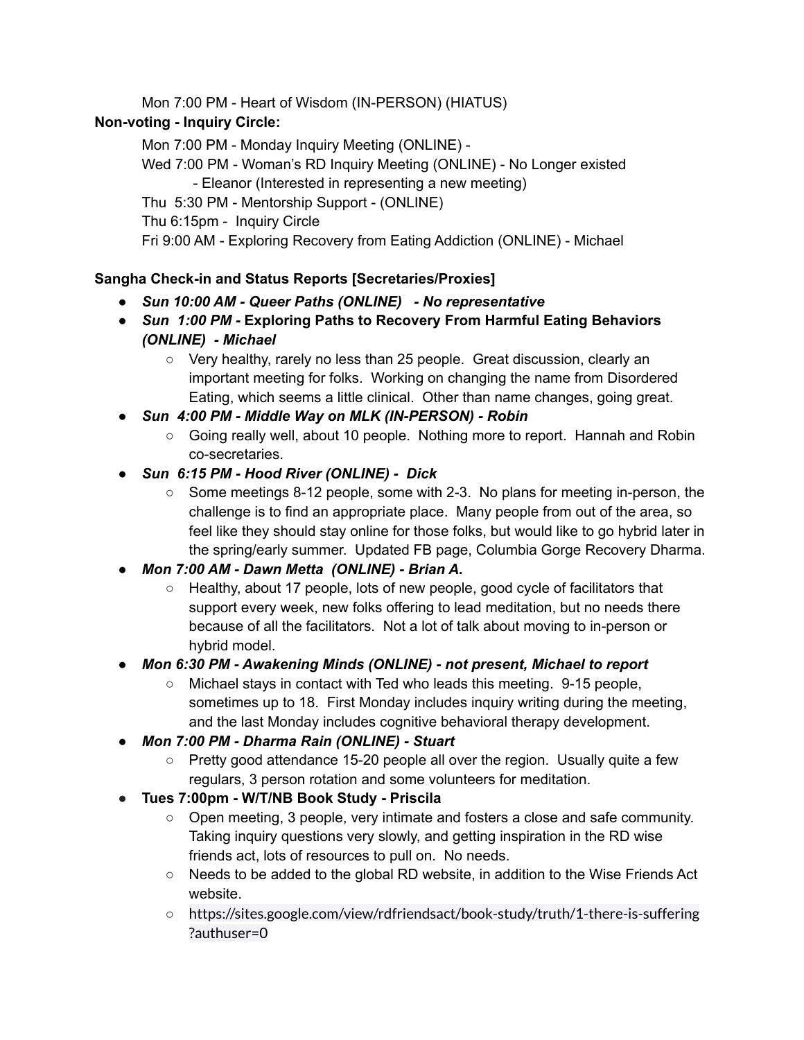Mon 7:00 PM - Heart of Wisdom (IN-PERSON) (HIATUS)

**Non-voting - Inquiry Circle:**

Mon 7:00 PM - Monday Inquiry Meeting (ONLINE) -
Wed 7:00 PM - Woman's RD Inquiry Meeting (ONLINE) - No Longer existed
- Eleanor (Interested in representing a new meeting)
Thu 5:30 PM - Mentorship Support - (ONLINE)
Thu 6:15pm - Inquiry Circle
Fri 9:00 AM - Exploring Recovery from Eating Addiction (ONLINE) - Michael

**Sangha Check-in and Status Reports [Secretaries/Proxies]**

- ***Sun 10:00 AM - Queer Paths (ONLINE) - No representative***
- ***Sun 1:00 PM -* Exploring Paths to Recovery From Harmful Eating Behaviors *(ONLINE) - Michael***
  - Very healthy, rarely no less than 25 people. Great discussion, clearly an important meeting for folks. Working on changing the name from Disordered Eating, which seems a little clinical. Other than name changes, going great.
- ***Sun 4:00 PM - Middle Way on MLK (IN-PERSON) - Robin***
  - Going really well, about 10 people. Nothing more to report. Hannah and Robin co-secretaries.
- ***Sun 6:15 PM - Hood River (ONLINE) - Dick***
  - Some meetings 8-12 people, some with 2-3. No plans for meeting in-person, the challenge is to find an appropriate place. Many people from out of the area, so feel like they should stay online for those folks, but would like to go hybrid later in the spring/early summer. Updated FB page, Columbia Gorge Recovery Dharma.
- ***Mon 7:00 AM - Dawn Metta (ONLINE) - Brian A.***
  - Healthy, about 17 people, lots of new people, good cycle of facilitators that support every week, new folks offering to lead meditation, but no needs there because of all the facilitators. Not a lot of talk about moving to in-person or hybrid model.
- ***Mon 6:30 PM - Awakening Minds (ONLINE) - not present, Michael to report***
  - Michael stays in contact with Ted who leads this meeting. 9-15 people, sometimes up to 18. First Monday includes inquiry writing during the meeting, and the last Monday includes cognitive behavioral therapy development.
- ***Mon 7:00 PM - Dharma Rain (ONLINE) - Stuart***
  - Pretty good attendance 15-20 people all over the region. Usually quite a few regulars, 3 person rotation and some volunteers for meditation.
- **Tues 7:00pm - W/T/NB Book Study - Priscila**
  - Open meeting, 3 people, very intimate and fosters a close and safe community. Taking inquiry questions very slowly, and getting inspiration in the RD wise friends act, lots of resources to pull on. No needs.
  - Needs to be added to the global RD website, in addition to the Wise Friends Act website.
  - https://sites.google.com/view/rdfriendsact/book-study/truth/1-there-is-suffering?authuser=0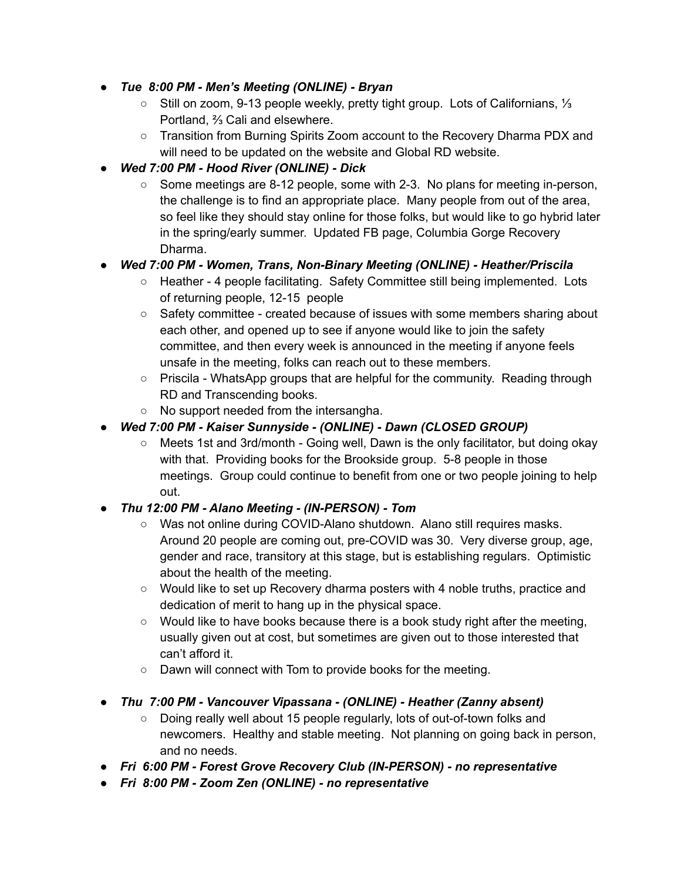- ***Tue 8:00 PM - Men's Meeting (ONLINE) - Bryan***
  - Still on zoom, 9-13 people weekly, pretty tight group. Lots of Californians, ⅓ Portland, ⅔ Cali and elsewhere.
  - Transition from Burning Spirits Zoom account to the Recovery Dharma PDX and will need to be updated on the website and Global RD website.
- ***Wed 7:00 PM - Hood River (ONLINE) - Dick***
  - Some meetings are 8-12 people, some with 2-3. No plans for meeting in-person, the challenge is to find an appropriate place. Many people from out of the area, so feel like they should stay online for those folks, but would like to go hybrid later in the spring/early summer. Updated FB page, Columbia Gorge Recovery Dharma.
- ***Wed 7:00 PM - Women, Trans, Non-Binary Meeting (ONLINE) - Heather/Priscila***
  - Heather - 4 people facilitating. Safety Committee still being implemented. Lots of returning people, 12-15 people
  - Safety committee - created because of issues with some members sharing about each other, and opened up to see if anyone would like to join the safety committee, and then every week is announced in the meeting if anyone feels unsafe in the meeting, folks can reach out to these members.
  - Priscila - WhatsApp groups that are helpful for the community. Reading through RD and Transcending books.
  - No support needed from the intersangha.
- ***Wed 7:00 PM - Kaiser Sunnyside - (ONLINE) - Dawn (CLOSED GROUP)***
  - Meets 1st and 3rd/month - Going well, Dawn is the only facilitator, but doing okay with that. Providing books for the Brookside group. 5-8 people in those meetings. Group could continue to benefit from one or two people joining to help out.
- ***Thu 12:00 PM - Alano Meeting - (IN-PERSON) - Tom***
  - Was not online during COVID-Alano shutdown. Alano still requires masks. Around 20 people are coming out, pre-COVID was 30. Very diverse group, age, gender and race, transitory at this stage, but is establishing regulars. Optimistic about the health of the meeting.
  - Would like to set up Recovery dharma posters with 4 noble truths, practice and dedication of merit to hang up in the physical space.
  - Would like to have books because there is a book study right after the meeting, usually given out at cost, but sometimes are given out to those interested that can't afford it.
  - Dawn will connect with Tom to provide books for the meeting.

- ***Thu 7:00 PM - Vancouver Vipassana - (ONLINE) - Heather (Zanny absent)***
  - Doing really well about 15 people regularly, lots of out-of-town folks and newcomers. Healthy and stable meeting. Not planning on going back in person, and no needs.
- ***Fri 6:00 PM - Forest Grove Recovery Club (IN-PERSON) - no representative***
- ***Fri 8:00 PM - Zoom Zen (ONLINE) - no representative***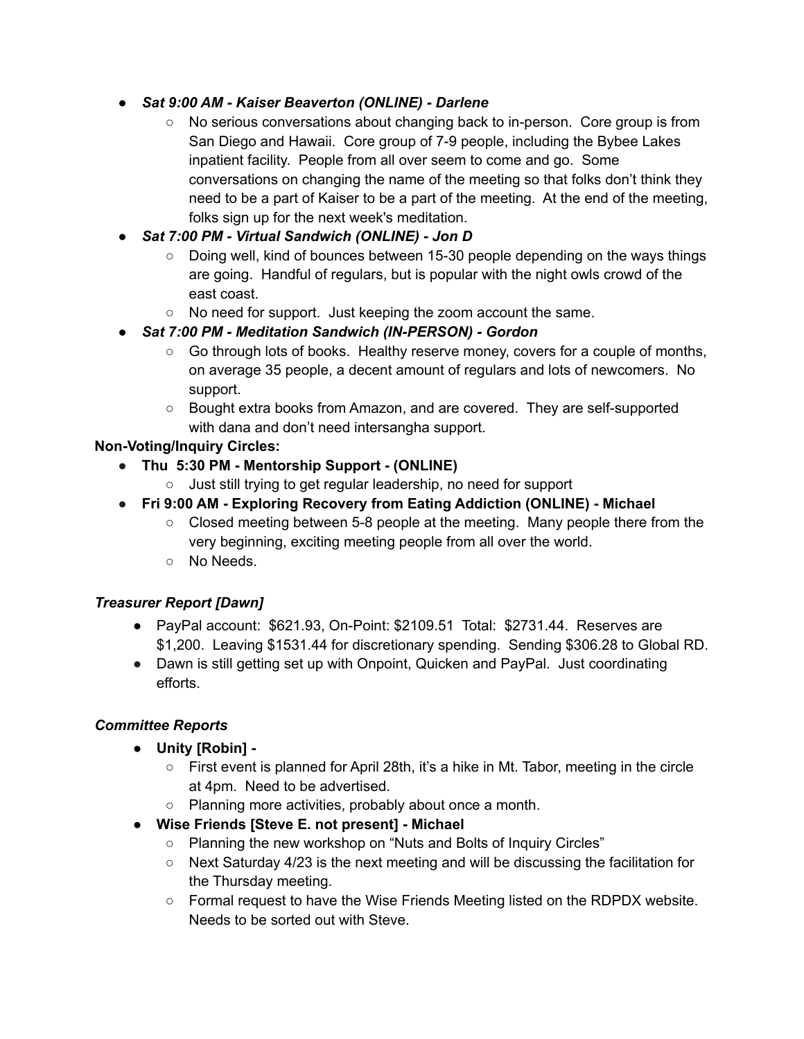- ***Sat 9:00 AM - Kaiser Beaverton (ONLINE) - Darlene***
    - No serious conversations about changing back to in-person. Core group is from San Diego and Hawaii. Core group of 7-9 people, including the Bybee Lakes inpatient facility. People from all over seem to come and go. Some conversations on changing the name of the meeting so that folks don't think they need to be a part of Kaiser to be a part of the meeting. At the end of the meeting, folks sign up for the next week's meditation.
- ***Sat 7:00 PM - Virtual Sandwich (ONLINE) - Jon D***
    - Doing well, kind of bounces between 15-30 people depending on the ways things are going. Handful of regulars, but is popular with the night owls crowd of the east coast.
    - No need for support. Just keeping the zoom account the same.
- ***Sat 7:00 PM - Meditation Sandwich (IN-PERSON) - Gordon***
    - Go through lots of books. Healthy reserve money, covers for a couple of months, on average 35 people, a decent amount of regulars and lots of newcomers. No support.
    - Bought extra books from Amazon, and are covered. They are self-supported with dana and don't need intersangha support.

**Non-Voting/Inquiry Circles:**

- **Thu 5:30 PM - Mentorship Support - (ONLINE)**
    - Just still trying to get regular leadership, no need for support
- **Fri 9:00 AM - Exploring Recovery from Eating Addiction (ONLINE) - Michael**
    - Closed meeting between 5-8 people at the meeting. Many people there from the very beginning, exciting meeting people from all over the world.
    - No Needs.

***Treasurer Report [Dawn]***

- PayPal account: $621.93, On-Point: $2109.51 Total: $2731.44. Reserves are $1,200. Leaving $1531.44 for discretionary spending. Sending $306.28 to Global RD.
- Dawn is still getting set up with Onpoint, Quicken and PayPal. Just coordinating efforts.

***Committee Reports***

- **Unity [Robin] -**
    - First event is planned for April 28th, it's a hike in Mt. Tabor, meeting in the circle at 4pm. Need to be advertised.
    - Planning more activities, probably about once a month.
- **Wise Friends [Steve E. not present] - Michael**
    - Planning the new workshop on "Nuts and Bolts of Inquiry Circles"
    - Next Saturday 4/23 is the next meeting and will be discussing the facilitation for the Thursday meeting.
    - Formal request to have the Wise Friends Meeting listed on the RDPDX website. Needs to be sorted out with Steve.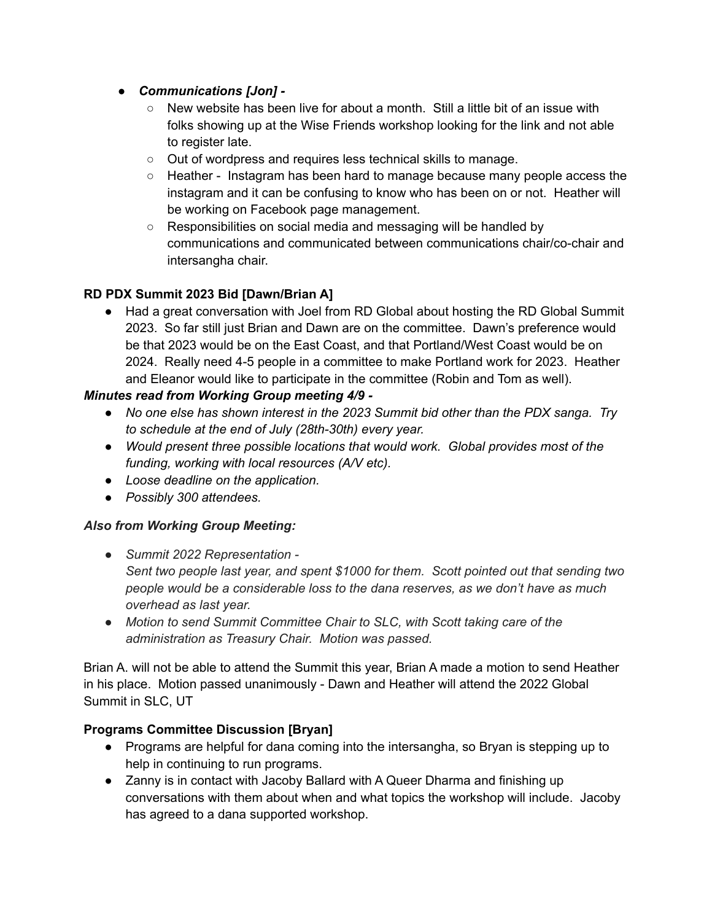- ***Communications [Jon] -***
    - New website has been live for about a month.  Still a little bit of an issue with folks showing up at the Wise Friends workshop looking for the link and not able to register late.
    - Out of wordpress and requires less technical skills to manage.
    - Heather -  Instagram has been hard to manage because many people access the instagram and it can be confusing to know who has been on or not.  Heather will be working on Facebook page management.
    - Responsibilities on social media and messaging will be handled by communications and communicated between communications chair/co-chair and intersangha chair.

**RD PDX Summit 2023 Bid [Dawn/Brian A]**

- Had a great conversation with Joel from RD Global about hosting the RD Global Summit 2023.  So far still just Brian and Dawn are on the committee.  Dawn's preference would be that 2023 would be on the East Coast, and that Portland/West Coast would be on 2024.  Really need 4-5 people in a committee to make Portland work for 2023.  Heather and Eleanor would like to participate in the committee (Robin and Tom as well).

***Minutes read from Working Group meeting 4/9 -***

- *No one else has shown interest in the 2023 Summit bid other than the PDX sanga.  Try to schedule at the end of July (28th-30th) every year.*
- *Would present three possible locations that would work.  Global provides most of the funding, working with local resources (A/V etc).*
- *Loose deadline on the application.*
- *Possibly 300 attendees.*

***Also from Working Group Meeting:***

- *Summit 2022 Representation -*
  *Sent two people last year, and spent $1000 for them.  Scott pointed out that sending two people would be a considerable loss to the dana reserves, as we don't have as much overhead as last year.*
- *Motion to send Summit Committee Chair to SLC, with Scott taking care of the administration as Treasury Chair.  Motion was passed.*

Brian A. will not be able to attend the Summit this year, Brian A made a motion to send Heather in his place.  Motion passed unanimously - Dawn and Heather will attend the 2022 Global Summit in SLC, UT

**Programs Committee Discussion [Bryan]**

- Programs are helpful for dana coming into the intersangha, so Bryan is stepping up to help in continuing to run programs.
- Zanny is in contact with Jacoby Ballard with A Queer Dharma and finishing up conversations with them about when and what topics the workshop will include.  Jacoby has agreed to a dana supported workshop.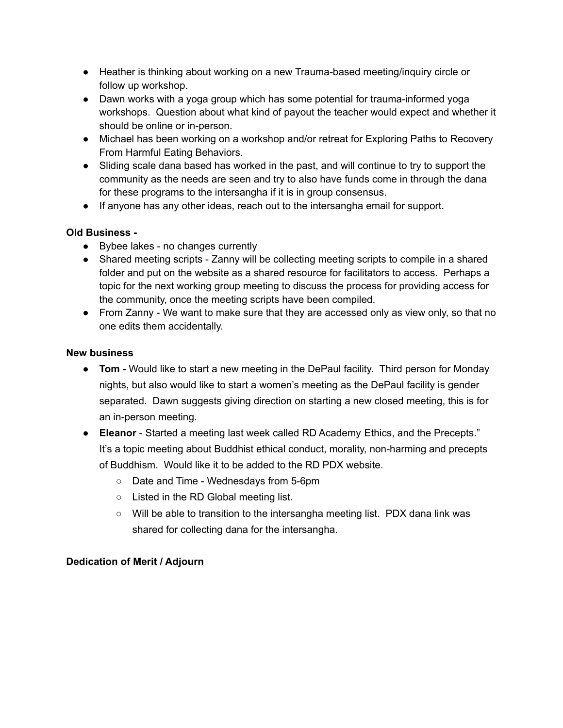- Heather is thinking about working on a new Trauma-based meeting/inquiry circle or follow up workshop.
- Dawn works with a yoga group which has some potential for trauma-informed yoga workshops. Question about what kind of payout the teacher would expect and whether it should be online or in-person.
- Michael has been working on a workshop and/or retreat for Exploring Paths to Recovery From Harmful Eating Behaviors.
- Sliding scale dana based has worked in the past, and will continue to try to support the community as the needs are seen and try to also have funds come in through the dana for these programs to the intersangha if it is in group consensus.
- If anyone has any other ideas, reach out to the intersangha email for support.

**Old Business -**

- Bybee lakes - no changes currently
- Shared meeting scripts - Zanny will be collecting meeting scripts to compile in a shared folder and put on the website as a shared resource for facilitators to access. Perhaps a topic for the next working group meeting to discuss the process for providing access for the community, once the meeting scripts have been compiled.
- From Zanny - We want to make sure that they are accessed only as view only, so that no one edits them accidentally.

**New business**

- **Tom -** Would like to start a new meeting in the DePaul facility. Third person for Monday nights, but also would like to start a women's meeting as the DePaul facility is gender separated. Dawn suggests giving direction on starting a new closed meeting, this is for an in-person meeting.
- **Eleanor** - Started a meeting last week called RD Academy Ethics, and the Precepts." It's a topic meeting about Buddhist ethical conduct, morality, non-harming and precepts of Buddhism. Would like it to be added to the RD PDX website.
    - Date and Time - Wednesdays from 5-6pm
    - Listed in the RD Global meeting list.
    - Will be able to transition to the intersangha meeting list. PDX dana link was shared for collecting dana for the intersangha.

**Dedication of Merit / Adjourn**